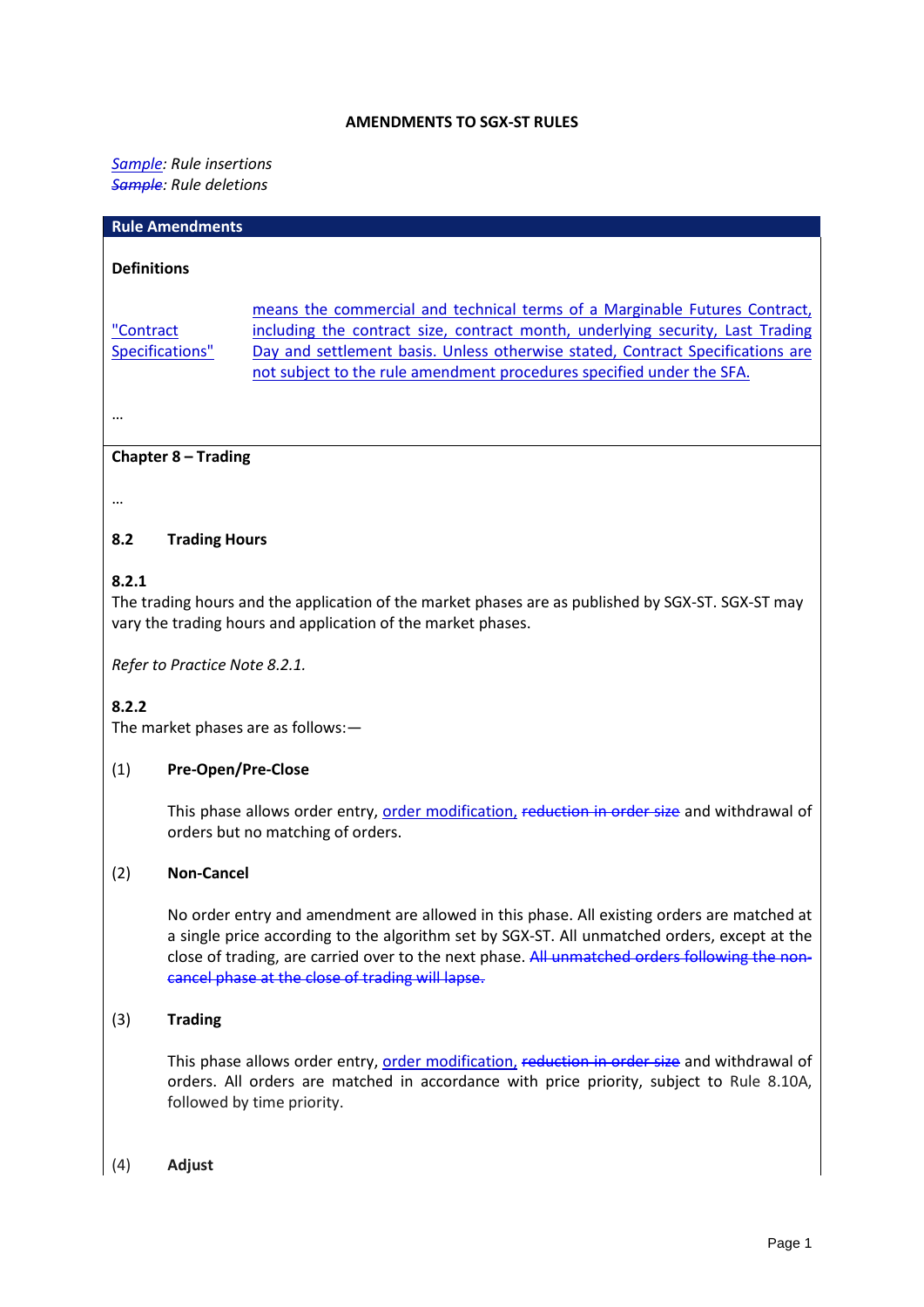**AMENDMENTS TO SGX-ST RULES**

<ins>*Sample*</ins>*: Rule insertions*
~~*Sample*~~*: Rule deletions*

**Rule Amendments**

**Definitions**

| | |
|---|---|
| <ins>"Contract Specifications"</ins> | <ins>means the commercial and technical terms of a Marginable Futures Contract, including the contract size, contract month, underlying security, Last Trading Day and settlement basis. Unless otherwise stated, Contract Specifications are not subject to the rule amendment procedures specified under the SFA.</ins> |

…

**Chapter 8 – Trading**

…

**8.2 Trading Hours**

**8.2.1**
The trading hours and the application of the market phases are as published by SGX-ST. SGX-ST may vary the trading hours and application of the market phases.

*Refer to Practice Note 8.2.1.*

**8.2.2**
The market phases are as follows:—

(1) **Pre-Open/Pre-Close**

This phase allows order entry, <ins>order modification,</ins> ~~reduction in order size~~ and withdrawal of orders but no matching of orders.

(2) **Non-Cancel**

No order entry and amendment are allowed in this phase. All existing orders are matched at a single price according to the algorithm set by SGX-ST. All unmatched orders, except at the close of trading, are carried over to the next phase. ~~All unmatched orders following the non-cancel phase at the close of trading will lapse.~~

(3) **Trading**

This phase allows order entry, <ins>order modification,</ins> ~~reduction in order size~~ and withdrawal of orders. All orders are matched in accordance with price priority, subject to Rule 8.10A, followed by time priority.

(4) **Adjust**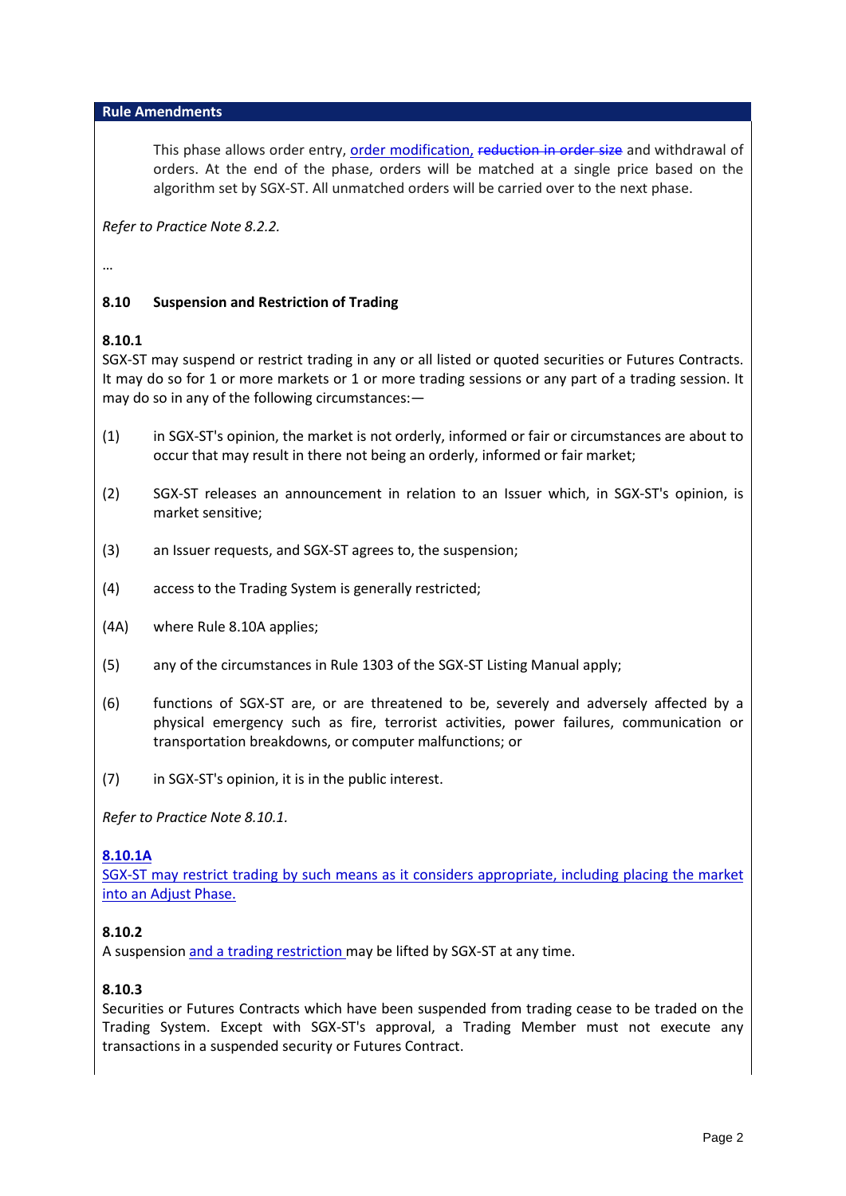**Rule Amendments**

This phase allows order entry, order modification, ~~reduction in order size~~ and withdrawal of orders. At the end of the phase, orders will be matched at a single price based on the algorithm set by SGX-ST. All unmatched orders will be carried over to the next phase.

*Refer to Practice Note 8.2.2.*

…

**8.10 Suspension and Restriction of Trading**

**8.10.1**
SGX-ST may suspend or restrict trading in any or all listed or quoted securities or Futures Contracts. It may do so for 1 or more markets or 1 or more trading sessions or any part of a trading session. It may do so in any of the following circumstances:—

(1) in SGX-ST's opinion, the market is not orderly, informed or fair or circumstances are about to occur that may result in there not being an orderly, informed or fair market;

(2) SGX-ST releases an announcement in relation to an Issuer which, in SGX-ST's opinion, is market sensitive;

(3) an Issuer requests, and SGX-ST agrees to, the suspension;

(4) access to the Trading System is generally restricted;

(4A) where Rule 8.10A applies;

(5) any of the circumstances in Rule 1303 of the SGX-ST Listing Manual apply;

(6) functions of SGX-ST are, or are threatened to be, severely and adversely affected by a physical emergency such as fire, terrorist activities, power failures, communication or transportation breakdowns, or computer malfunctions; or

(7) in SGX-ST's opinion, it is in the public interest.

*Refer to Practice Note 8.10.1.*

**8.10.1A**
SGX-ST may restrict trading by such means as it considers appropriate, including placing the market into an Adjust Phase.

**8.10.2**
A suspension and a trading restriction may be lifted by SGX-ST at any time.

**8.10.3**
Securities or Futures Contracts which have been suspended from trading cease to be traded on the Trading System. Except with SGX-ST's approval, a Trading Member must not execute any transactions in a suspended security or Futures Contract.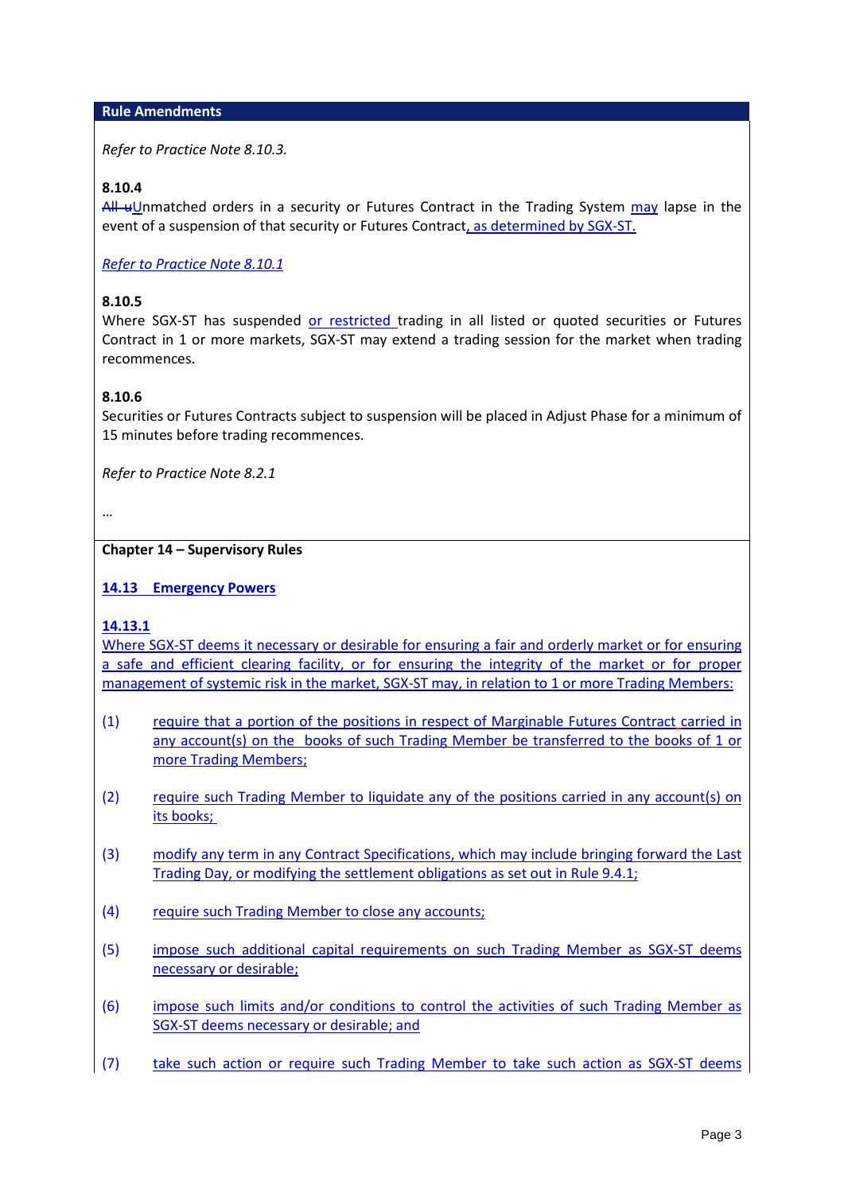**Rule Amendments**

*Refer to Practice Note 8.10.3.*

**8.10.4**

~~All u~~Unmatched orders in a security or Futures Contract in the Trading System may lapse in the event of a suspension of that security or Futures Contract, as determined by SGX-ST.

*Refer to Practice Note 8.10.1*

**8.10.5**

Where SGX-ST has suspended or restricted trading in all listed or quoted securities or Futures Contract in 1 or more markets, SGX-ST may extend a trading session for the market when trading recommences.

**8.10.6**

Securities or Futures Contracts subject to suspension will be placed in Adjust Phase for a minimum of 15 minutes before trading recommences.

*Refer to Practice Note 8.2.1*

…

**Chapter 14 – Supervisory Rules**

**14.13 Emergency Powers**

**14.13.1**

Where SGX-ST deems it necessary or desirable for ensuring a fair and orderly market or for ensuring a safe and efficient clearing facility, or for ensuring the integrity of the market or for proper management of systemic risk in the market, SGX-ST may, in relation to 1 or more Trading Members:

(1) require that a portion of the positions in respect of Marginable Futures Contract carried in any account(s) on the books of such Trading Member be transferred to the books of 1 or more Trading Members;

(2) require such Trading Member to liquidate any of the positions carried in any account(s) on its books;

(3) modify any term in any Contract Specifications, which may include bringing forward the Last Trading Day, or modifying the settlement obligations as set out in Rule 9.4.1;

(4) require such Trading Member to close any accounts;

(5) impose such additional capital requirements on such Trading Member as SGX-ST deems necessary or desirable;

(6) impose such limits and/or conditions to control the activities of such Trading Member as SGX-ST deems necessary or desirable; and

(7) take such action or require such Trading Member to take such action as SGX-ST deems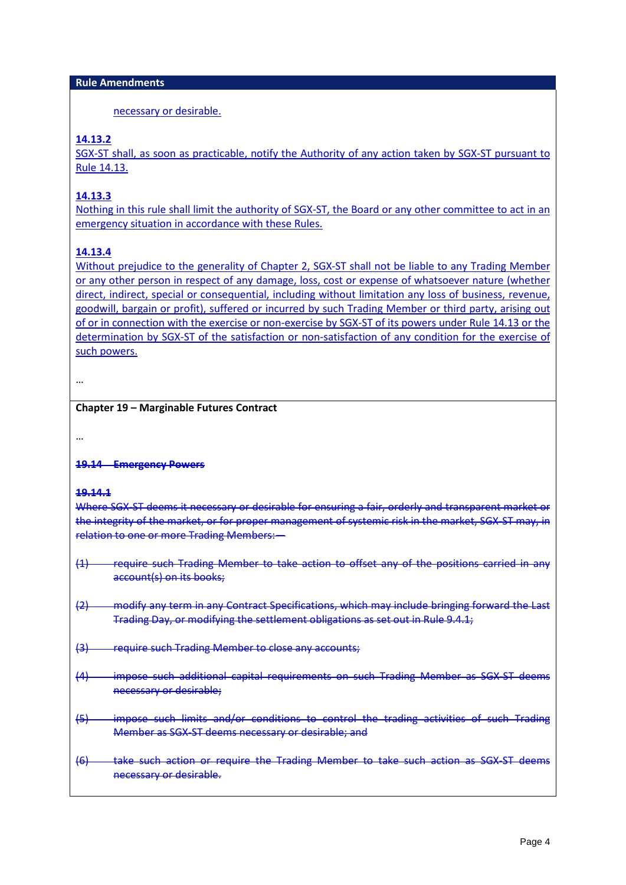**Rule Amendments**

<u>necessary or desirable.</u>

**<u>14.13.2</u>**

<u>SGX-ST shall, as soon as practicable, notify the Authority of any action taken by SGX-ST pursuant to Rule 14.13.</u>

**<u>14.13.3</u>**

<u>Nothing in this rule shall limit the authority of SGX-ST, the Board or any other committee to act in an emergency situation in accordance with these Rules.</u>

**<u>14.13.4</u>**

<u>Without prejudice to the generality of Chapter 2, SGX-ST shall not be liable to any Trading Member or any other person in respect of any damage, loss, cost or expense of whatsoever nature (whether direct, indirect, special or consequential, including without limitation any loss of business, revenue, goodwill, bargain or profit), suffered or incurred by such Trading Member or third party, arising out of or in connection with the exercise or non-exercise by SGX-ST of its powers under Rule 14.13 or the determination by SGX-ST of the satisfaction or non-satisfaction of any condition for the exercise of such powers.</u>

…

**Chapter 19 – Marginable Futures Contract**

…

**~~19.14 Emergency Powers~~**

**~~19.14.1~~**

~~Where SGX-ST deems it necessary or desirable for ensuring a fair, orderly and transparent market or the integrity of the market, or for proper management of systemic risk in the market, SGX-ST may, in relation to one or more Trading Members:—~~

~~(1) require such Trading Member to take action to offset any of the positions carried in any account(s) on its books;~~

~~(2) modify any term in any Contract Specifications, which may include bringing forward the Last Trading Day, or modifying the settlement obligations as set out in Rule 9.4.1;~~

~~(3) require such Trading Member to close any accounts;~~

~~(4) impose such additional capital requirements on such Trading Member as SGX-ST deems necessary or desirable;~~

~~(5) impose such limits and/or conditions to control the trading activities of such Trading Member as SGX-ST deems necessary or desirable; and~~

~~(6) take such action or require the Trading Member to take such action as SGX-ST deems necessary or desirable.~~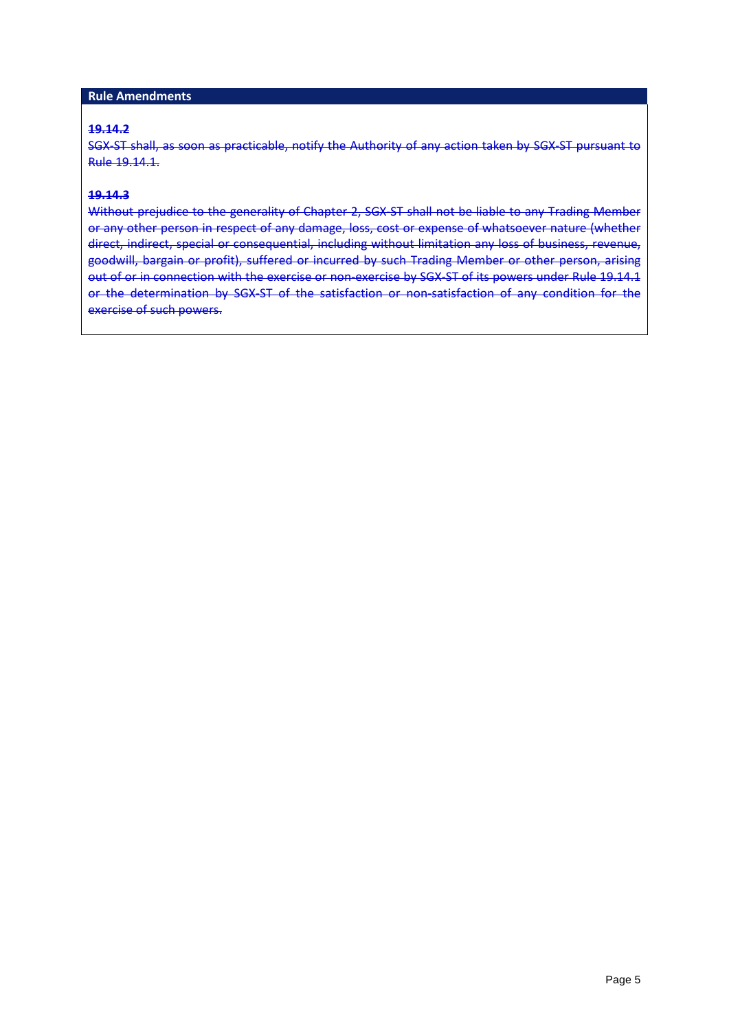## Rule Amendments

~~**19.14.2**~~

~~SGX-ST shall, as soon as practicable, notify the Authority of any action taken by SGX-ST pursuant to Rule 19.14.1.~~

~~**19.14.3**~~

~~Without prejudice to the generality of Chapter 2, SGX-ST shall not be liable to any Trading Member or any other person in respect of any damage, loss, cost or expense of whatsoever nature (whether direct, indirect, special or consequential, including without limitation any loss of business, revenue, goodwill, bargain or profit), suffered or incurred by such Trading Member or other person, arising out of or in connection with the exercise or non-exercise by SGX-ST of its powers under Rule 19.14.1 or the determination by SGX-ST of the satisfaction or non-satisfaction of any condition for the exercise of such powers.~~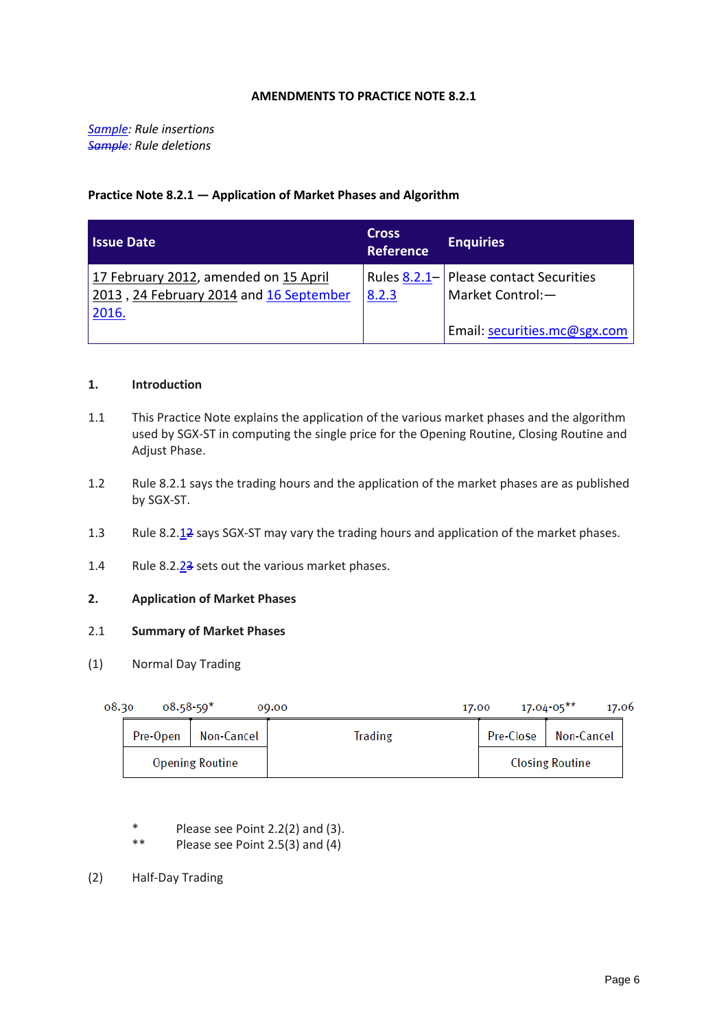**AMENDMENTS TO PRACTICE NOTE 8.2.1**

*Sample: Rule insertions*
*~~Sample~~: Rule deletions*

**Practice Note 8.2.1 — Application of Market Phases and Algorithm**

| Issue Date | Cross Reference | Enquiries |
|---|---|---|
| 17 February 2012, amended on 15 April 2013 , 24 February 2014 and 16 September 2016. | Rules 8.2.1–8.2.3 | Please contact Securities Market Control:— <br><br> Email: securities.mc@sgx.com |

**1. Introduction**

1.1 This Practice Note explains the application of the various market phases and the algorithm used by SGX-ST in computing the single price for the Opening Routine, Closing Routine and Adjust Phase.

1.2 Rule 8.2.1 says the trading hours and the application of the market phases are as published by SGX-ST.

1.3 Rule 8.2.1~~2~~ says SGX-ST may vary the trading hours and application of the market phases.

1.4 Rule 8.2.2~~3~~ sets out the various market phases.

**2. Application of Market Phases**

2.1 **Summary of Market Phases**

(1) Normal Day Trading

| 08.30 | 08.58-59* | 09.00 | 17.00 | 17.04-05** | 17.06 |
|---|---|---|---|---|---|
| Pre-Open | Non-Cancel | Trading | Pre-Close | Non-Cancel | |
| Opening Routine | | | Closing Routine | | |

\* Please see Point 2.2(2) and (3).
\*\* Please see Point 2.5(3) and (4)

(2) Half-Day Trading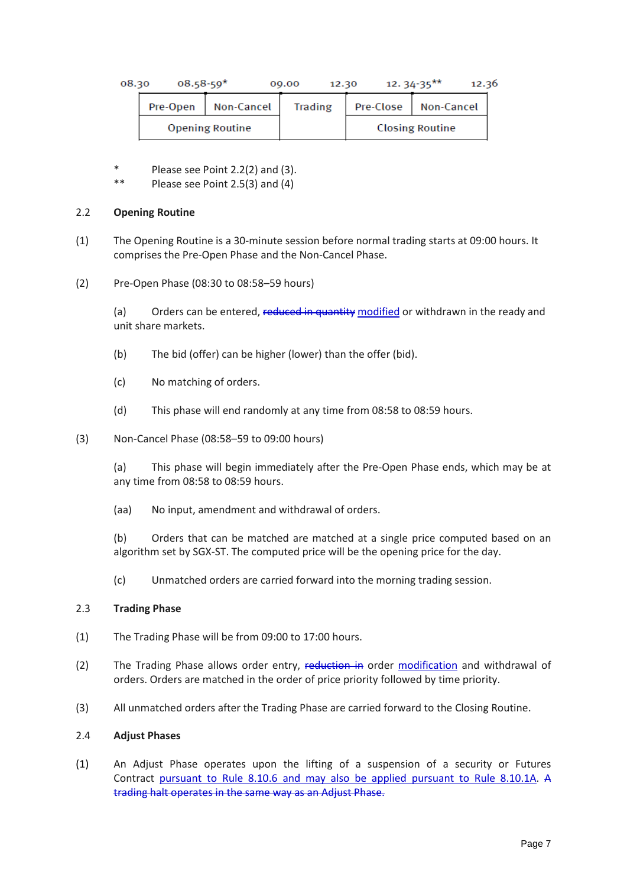| 08.30 | 08.58-59* | | 09.00 | 12.30 | 12. 34-35** | | 12.36 |
|---|---|---|---|---|---|---|---|
| | Pre-Open | Non-Cancel | Trading | Pre-Close | Non-Cancel | | |
| | Opening Routine | | | Closing Routine | | | |

\* Please see Point 2.2(2) and (3).

\*\* Please see Point 2.5(3) and (4)

**2.2 Opening Routine**

(1) The Opening Routine is a 30-minute session before normal trading starts at 09:00 hours. It comprises the Pre-Open Phase and the Non-Cancel Phase.

(2) Pre-Open Phase (08:30 to 08:58–59 hours)

(a) Orders can be entered, ~~reduced in quantity~~ modified or withdrawn in the ready and unit share markets.

(b) The bid (offer) can be higher (lower) than the offer (bid).

(c) No matching of orders.

(d) This phase will end randomly at any time from 08:58 to 08:59 hours.

(3) Non-Cancel Phase (08:58–59 to 09:00 hours)

(a) This phase will begin immediately after the Pre-Open Phase ends, which may be at any time from 08:58 to 08:59 hours.

(aa) No input, amendment and withdrawal of orders.

(b) Orders that can be matched are matched at a single price computed based on an algorithm set by SGX-ST. The computed price will be the opening price for the day.

(c) Unmatched orders are carried forward into the morning trading session.

**2.3 Trading Phase**

(1) The Trading Phase will be from 09:00 to 17:00 hours.

(2) The Trading Phase allows order entry, ~~reduction in~~ order modification and withdrawal of orders. Orders are matched in the order of price priority followed by time priority.

(3) All unmatched orders after the Trading Phase are carried forward to the Closing Routine.

**2.4 Adjust Phases**

(1) An Adjust Phase operates upon the lifting of a suspension of a security or Futures Contract pursuant to Rule 8.10.6 and may also be applied pursuant to Rule 8.10.1A. ~~A trading halt operates in the same way as an Adjust Phase.~~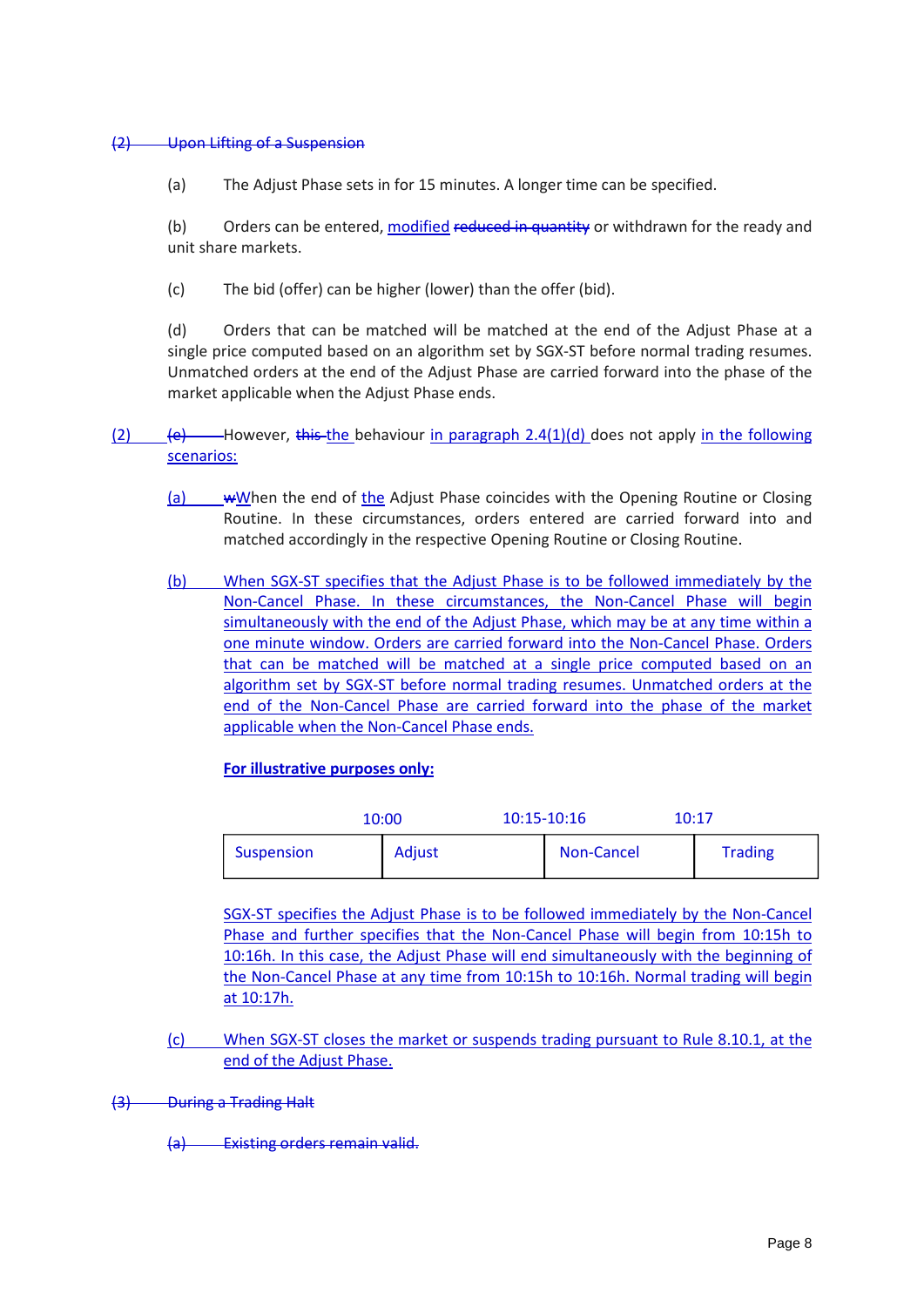~~(2) Upon Lifting of a Suspension~~

(a) The Adjust Phase sets in for 15 minutes. A longer time can be specified.

(b) Orders can be entered, modified ~~reduced in quantity~~ or withdrawn for the ready and unit share markets.

(c) The bid (offer) can be higher (lower) than the offer (bid).

(d) Orders that can be matched will be matched at the end of the Adjust Phase at a single price computed based on an algorithm set by SGX-ST before normal trading resumes. Unmatched orders at the end of the Adjust Phase are carried forward into the phase of the market applicable when the Adjust Phase ends.

(2) ~~(e)~~ However, ~~this~~ the behaviour in paragraph 2.4(1)(d) does not apply in the following scenarios:

(a) ~~w~~When the end of the Adjust Phase coincides with the Opening Routine or Closing Routine. In these circumstances, orders entered are carried forward into and matched accordingly in the respective Opening Routine or Closing Routine.

(b) When SGX-ST specifies that the Adjust Phase is to be followed immediately by the Non-Cancel Phase. In these circumstances, the Non-Cancel Phase will begin simultaneously with the end of the Adjust Phase, which may be at any time within a one minute window. Orders are carried forward into the Non-Cancel Phase. Orders that can be matched will be matched at a single price computed based on an algorithm set by SGX-ST before normal trading resumes. Unmatched orders at the end of the Non-Cancel Phase are carried forward into the phase of the market applicable when the Non-Cancel Phase ends.

**For illustrative purposes only:**

| | 10:00 | 10:15-10:16 | 10:17 |
|---|---|---|---|
| Suspension | Adjust | Non-Cancel | Trading |

SGX-ST specifies the Adjust Phase is to be followed immediately by the Non-Cancel Phase and further specifies that the Non-Cancel Phase will begin from 10:15h to 10:16h. In this case, the Adjust Phase will end simultaneously with the beginning of the Non-Cancel Phase at any time from 10:15h to 10:16h. Normal trading will begin at 10:17h.

(c) When SGX-ST closes the market or suspends trading pursuant to Rule 8.10.1, at the end of the Adjust Phase.

~~(3) During a Trading Halt~~

~~(a) Existing orders remain valid.~~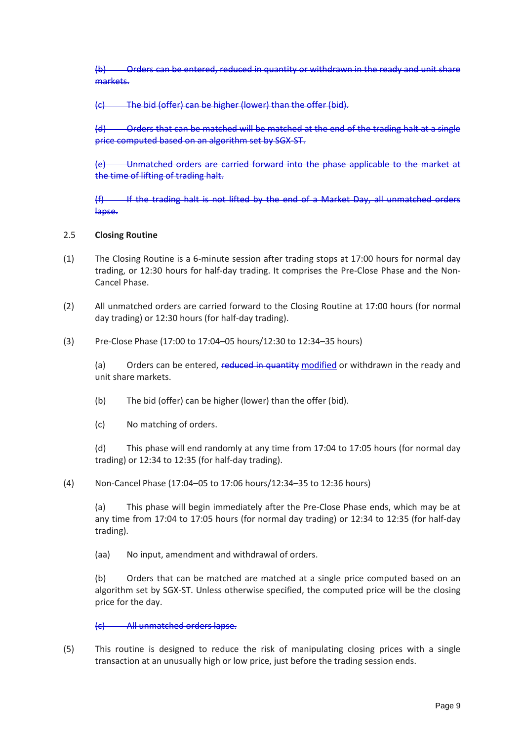~~(b) Orders can be entered, reduced in quantity or withdrawn in the ready and unit share markets.~~

~~(c) The bid (offer) can be higher (lower) than the offer (bid).~~

~~(d) Orders that can be matched will be matched at the end of the trading halt at a single price computed based on an algorithm set by SGX-ST.~~

~~(e) Unmatched orders are carried forward into the phase applicable to the market at the time of lifting of trading halt.~~

~~(f) If the trading halt is not lifted by the end of a Market Day, all unmatched orders lapse.~~

2.5 **Closing Routine**

(1) The Closing Routine is a 6-minute session after trading stops at 17:00 hours for normal day trading, or 12:30 hours for half-day trading. It comprises the Pre-Close Phase and the Non-Cancel Phase.

(2) All unmatched orders are carried forward to the Closing Routine at 17:00 hours (for normal day trading) or 12:30 hours (for half-day trading).

(3) Pre-Close Phase (17:00 to 17:04–05 hours/12:30 to 12:34–35 hours)

(a) Orders can be entered, ~~reduced in quantity~~ <u>modified</u> or withdrawn in the ready and unit share markets.

(b) The bid (offer) can be higher (lower) than the offer (bid).

(c) No matching of orders.

(d) This phase will end randomly at any time from 17:04 to 17:05 hours (for normal day trading) or 12:34 to 12:35 (for half-day trading).

(4) Non-Cancel Phase (17:04–05 to 17:06 hours/12:34–35 to 12:36 hours)

(a) This phase will begin immediately after the Pre-Close Phase ends, which may be at any time from 17:04 to 17:05 hours (for normal day trading) or 12:34 to 12:35 (for half-day trading).

(aa) No input, amendment and withdrawal of orders.

(b) Orders that can be matched are matched at a single price computed based on an algorithm set by SGX-ST. Unless otherwise specified, the computed price will be the closing price for the day.

~~(c) All unmatched orders lapse.~~

(5) This routine is designed to reduce the risk of manipulating closing prices with a single transaction at an unusually high or low price, just before the trading session ends.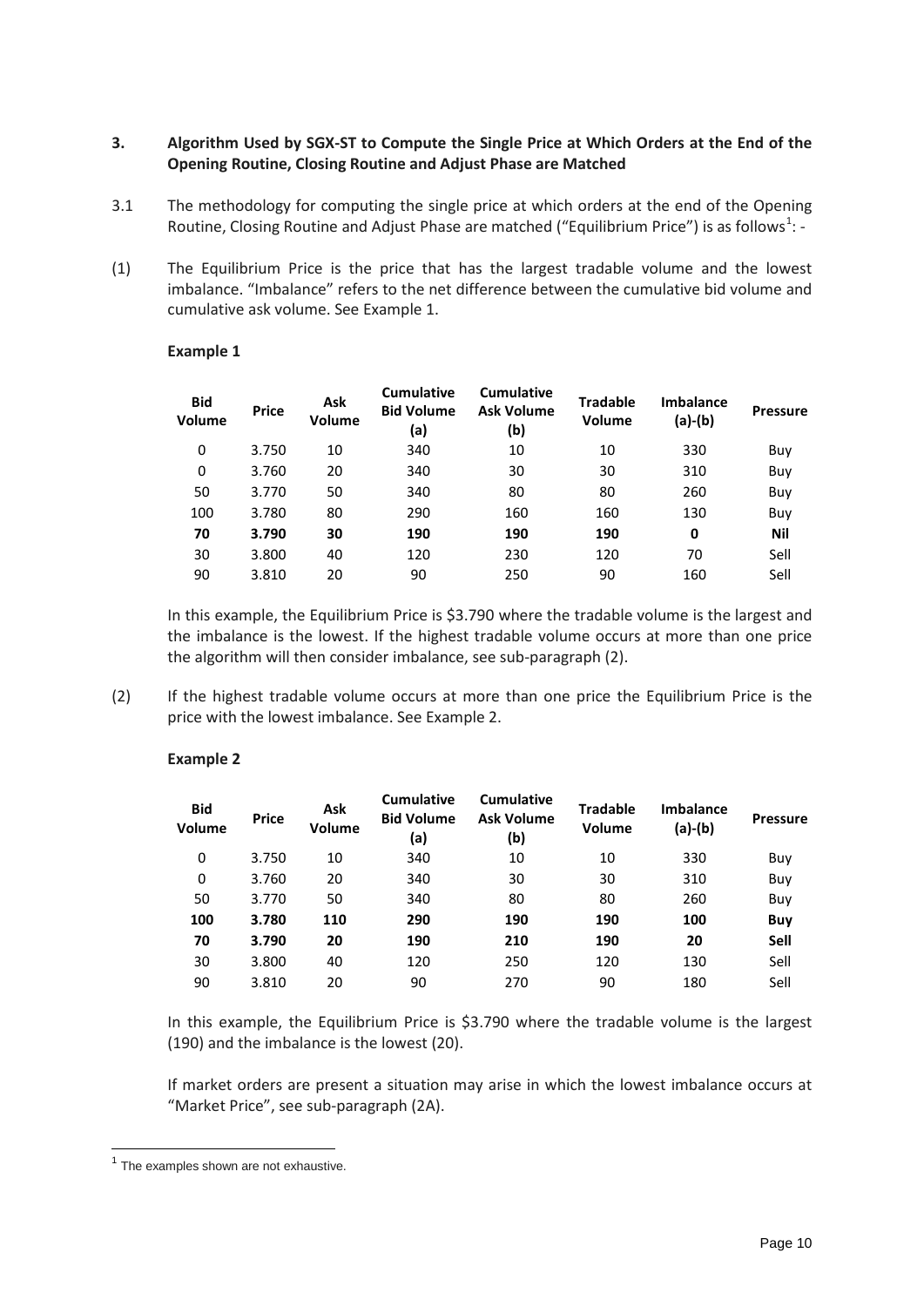### 3. Algorithm Used by SGX-ST to Compute the Single Price at Which Orders at the End of the Opening Routine, Closing Routine and Adjust Phase are Matched

3.1 The methodology for computing the single price at which orders at the end of the Opening Routine, Closing Routine and Adjust Phase are matched ("Equilibrium Price") is as follows[1]: -

(1) The Equilibrium Price is the price that has the largest tradable volume and the lowest imbalance. "Imbalance" refers to the net difference between the cumulative bid volume and cumulative ask volume. See Example 1.

**Example 1**

| Bid Volume | Price | Ask Volume | Cumulative Bid Volume (a) | Cumulative Ask Volume (b) | Tradable Volume | Imbalance (a)-(b) | Pressure |
|---|---|---|---|---|---|---|---|
| 0 | 3.750 | 10 | 340 | 10 | 10 | 330 | Buy |
| 0 | 3.760 | 20 | 340 | 30 | 30 | 310 | Buy |
| 50 | 3.770 | 50 | 340 | 80 | 80 | 260 | Buy |
| 100 | 3.780 | 80 | 290 | 160 | 160 | 130 | Buy |
| **70** | **3.790** | **30** | **190** | **190** | **190** | **0** | **Nil** |
| 30 | 3.800 | 40 | 120 | 230 | 120 | 70 | Sell |
| 90 | 3.810 | 20 | 90 | 250 | 90 | 160 | Sell |

In this example, the Equilibrium Price is $3.790 where the tradable volume is the largest and the imbalance is the lowest. If the highest tradable volume occurs at more than one price the algorithm will then consider imbalance, see sub-paragraph (2).

(2) If the highest tradable volume occurs at more than one price the Equilibrium Price is the price with the lowest imbalance. See Example 2.

**Example 2**

| Bid Volume | Price | Ask Volume | Cumulative Bid Volume (a) | Cumulative Ask Volume (b) | Tradable Volume | Imbalance (a)-(b) | Pressure |
|---|---|---|---|---|---|---|---|
| 0 | 3.750 | 10 | 340 | 10 | 10 | 330 | Buy |
| 0 | 3.760 | 20 | 340 | 30 | 30 | 310 | Buy |
| 50 | 3.770 | 50 | 340 | 80 | 80 | 260 | Buy |
| **100** | **3.780** | **110** | **290** | **190** | **190** | **100** | **Buy** |
| **70** | **3.790** | **20** | **190** | **210** | **190** | **20** | **Sell** |
| 30 | 3.800 | 40 | 120 | 250 | 120 | 130 | Sell |
| 90 | 3.810 | 20 | 90 | 270 | 90 | 180 | Sell |

In this example, the Equilibrium Price is $3.790 where the tradable volume is the largest (190) and the imbalance is the lowest (20).

If market orders are present a situation may arise in which the lowest imbalance occurs at "Market Price", see sub-paragraph (2A).

[1] The examples shown are not exhaustive.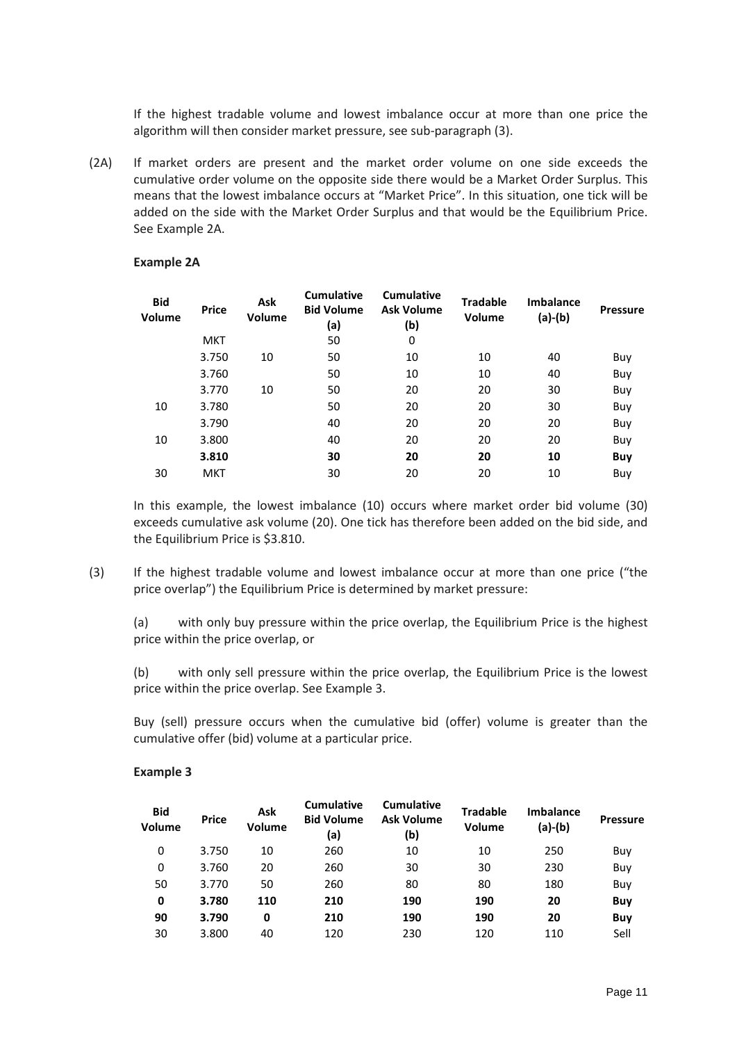If the highest tradable volume and lowest imbalance occur at more than one price the algorithm will then consider market pressure, see sub-paragraph (3).

(2A) If market orders are present and the market order volume on one side exceeds the cumulative order volume on the opposite side there would be a Market Order Surplus. This means that the lowest imbalance occurs at "Market Price". In this situation, one tick will be added on the side with the Market Order Surplus and that would be the Equilibrium Price. See Example 2A.

**Example 2A**

| Bid Volume | Price | Ask Volume | Cumulative Bid Volume (a) | Cumulative Ask Volume (b) | Tradable Volume | Imbalance (a)-(b) | Pressure |
|---|---|---|---|---|---|---|---|
| | MKT | | 50 | 0 | | | |
| | 3.750 | 10 | 50 | 10 | 10 | 40 | Buy |
| | 3.760 | | 50 | 10 | 10 | 40 | Buy |
| | 3.770 | 10 | 50 | 20 | 20 | 30 | Buy |
| 10 | 3.780 | | 50 | 20 | 20 | 30 | Buy |
| | 3.790 | | 40 | 20 | 20 | 20 | Buy |
| 10 | 3.800 | | 40 | 20 | 20 | 20 | Buy |
| | **3.810** | | **30** | **20** | **20** | **10** | **Buy** |
| 30 | MKT | | 30 | 20 | 20 | 10 | Buy |

In this example, the lowest imbalance (10) occurs where market order bid volume (30) exceeds cumulative ask volume (20). One tick has therefore been added on the bid side, and the Equilibrium Price is $3.810.

(3) If the highest tradable volume and lowest imbalance occur at more than one price ("the price overlap") the Equilibrium Price is determined by market pressure:

(a) with only buy pressure within the price overlap, the Equilibrium Price is the highest price within the price overlap, or

(b) with only sell pressure within the price overlap, the Equilibrium Price is the lowest price within the price overlap. See Example 3.

Buy (sell) pressure occurs when the cumulative bid (offer) volume is greater than the cumulative offer (bid) volume at a particular price.

**Example 3**

| Bid Volume | Price | Ask Volume | Cumulative Bid Volume (a) | Cumulative Ask Volume (b) | Tradable Volume | Imbalance (a)-(b) | Pressure |
|---|---|---|---|---|---|---|---|
| 0 | 3.750 | 10 | 260 | 10 | 10 | 250 | Buy |
| 0 | 3.760 | 20 | 260 | 30 | 30 | 230 | Buy |
| 50 | 3.770 | 50 | 260 | 80 | 80 | 180 | Buy |
| **0** | **3.780** | **110** | **210** | **190** | **190** | **20** | **Buy** |
| **90** | **3.790** | **0** | **210** | **190** | **190** | **20** | **Buy** |
| 30 | 3.800 | 40 | 120 | 230 | 120 | 110 | Sell |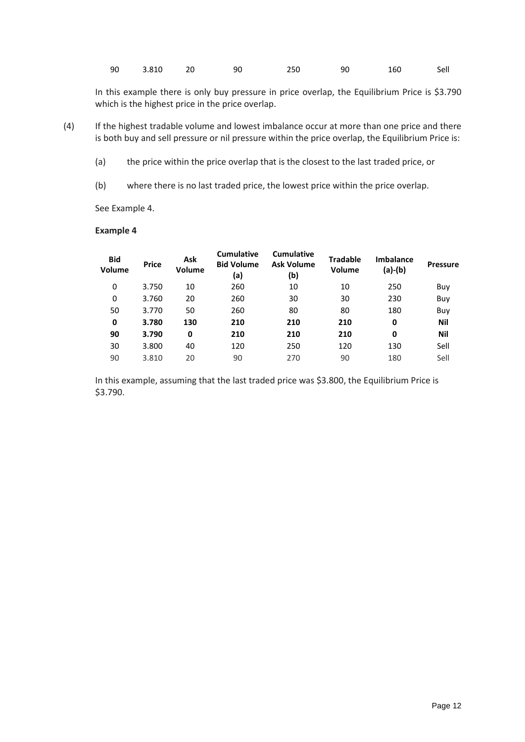| 90 | 3.810 | 20 | 90 | 250 | 90 | 160 | Sell |
|---|---|---|---|---|---|---|---|

In this example there is only buy pressure in price overlap, the Equilibrium Price is $3.790 which is the highest price in the price overlap.

(4) If the highest tradable volume and lowest imbalance occur at more than one price and there is both buy and sell pressure or nil pressure within the price overlap, the Equilibrium Price is:

(a) the price within the price overlap that is the closest to the last traded price, or

(b) where there is no last traded price, the lowest price within the price overlap.

See Example 4.

**Example 4**

| Bid Volume | Price | Ask Volume | Cumulative Bid Volume (a) | Cumulative Ask Volume (b) | Tradable Volume | Imbalance (a)-(b) | Pressure |
|---|---|---|---|---|---|---|---|
| 0 | 3.750 | 10 | 260 | 10 | 10 | 250 | Buy |
| 0 | 3.760 | 20 | 260 | 30 | 30 | 230 | Buy |
| 50 | 3.770 | 50 | 260 | 80 | 80 | 180 | Buy |
| **0** | **3.780** | **130** | **210** | **210** | **210** | **0** | **Nil** |
| **90** | **3.790** | **0** | **210** | **210** | **210** | **0** | **Nil** |
| 30 | 3.800 | 40 | 120 | 250 | 120 | 130 | Sell |
| 90 | 3.810 | 20 | 90 | 270 | 90 | 180 | Sell |

In this example, assuming that the last traded price was $3.800, the Equilibrium Price is $3.790.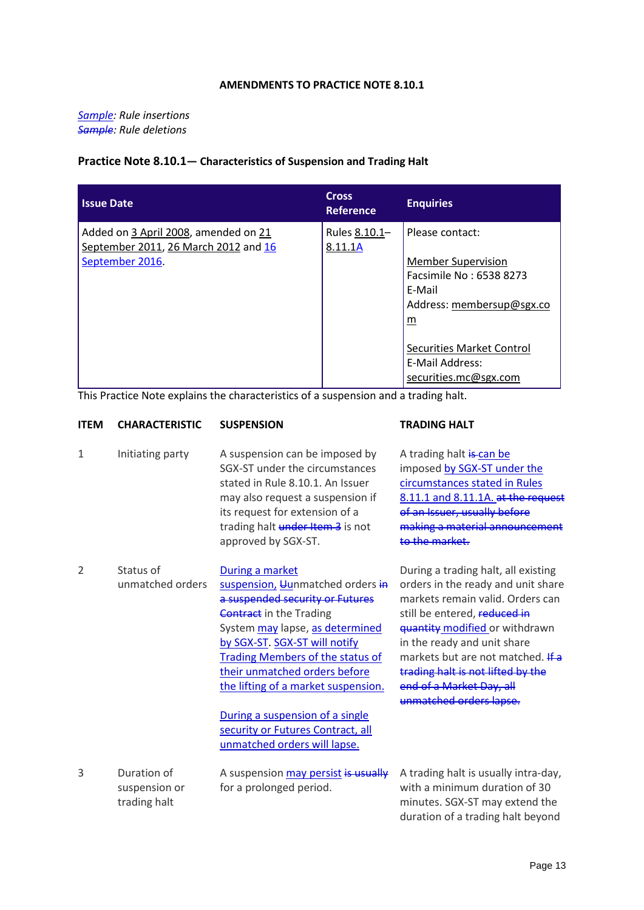**AMENDMENTS TO PRACTICE NOTE 8.10.1**

<u>Sample</u>: *Rule insertions*
~~Sample~~: *Rule deletions*

### Practice Note 8.10.1— Characteristics of Suspension and Trading Halt

| Issue Date | Cross Reference | Enquiries |
|---|---|---|
| Added on 3 April 2008, amended on 21 September 2011, 26 March 2012 and <u>16 September 2016</u>. | Rules 8.10.1–<u>8.11.1A</u> | Please contact:<br><br>Member Supervision<br>Facsimile No : 6538 8273<br>E-Mail Address: membersup@sgx.com<br><br>Securities Market Control<br>E-Mail Address: securities.mc@sgx.com |

This Practice Note explains the characteristics of a suspension and a trading halt.

| ITEM | CHARACTERISTIC | SUSPENSION | TRADING HALT |
|---|---|---|---|
| 1 | Initiating party | A suspension can be imposed by SGX-ST under the circumstances stated in Rule 8.10.1. An Issuer may also request a suspension if its request for extension of a trading halt ~~under Item 3~~ is not approved by SGX-ST. | A trading halt ~~is~~ <u>can be</u> imposed <u>by SGX-ST under the circumstances stated in Rules 8.11.1 and 8.11.1A.</u> ~~at the request of an Issuer, usually before making a material announcement to the market.~~ |
| 2 | Status of unmatched orders | <u>During a market suspension,</u> ~~U~~<u>u</u>nmatched orders ~~in a suspended security or Futures Contract~~ in the Trading System <u>may</u> lapse, <u>as determined by SGX-ST</u>. <u>SGX-ST will notify Trading Members of the status of their unmatched orders before the lifting of a market suspension.</u><br><br><u>During a suspension of a single security or Futures Contract, all unmatched orders will lapse.</u> | During a trading halt, all existing orders in the ready and unit share markets remain valid. Orders can still be entered, ~~reduced in quantity~~ <u>modified</u> or withdrawn in the ready and unit share markets but are not matched. ~~If a trading halt is not lifted by the end of a Market Day, all unmatched orders lapse.~~ |
| 3 | Duration of suspension or trading halt | A suspension <u>may persist</u> ~~is usually~~ for a prolonged period. | A trading halt is usually intra-day, with a minimum duration of 30 minutes. SGX-ST may extend the duration of a trading halt beyond |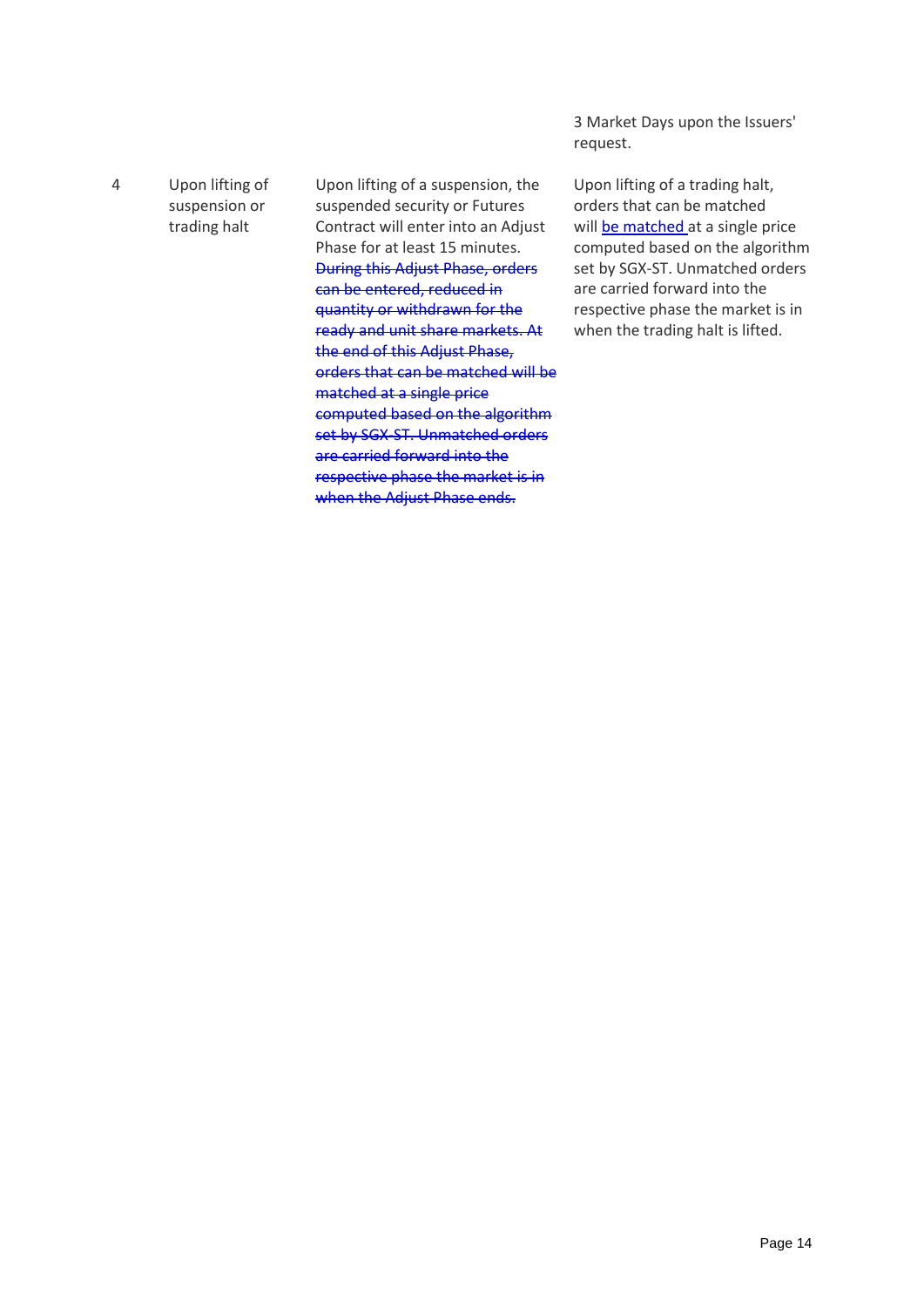| | | | |
|---|---|---|---|
| | | | 3 Market Days upon the Issuers' request. |
| 4 | Upon lifting of suspension or trading halt | Upon lifting of a suspension, the suspended security or Futures Contract will enter into an Adjust Phase for at least 15 minutes. ~~During this Adjust Phase, orders can be entered, reduced in quantity or withdrawn for the ready and unit share markets. At the end of this Adjust Phase, orders that can be matched will be matched at a single price computed based on the algorithm set by SGX-ST. Unmatched orders are carried forward into the respective phase the market is in when the Adjust Phase ends.~~ | Upon lifting of a trading halt, orders that can be matched will be matched at a single price computed based on the algorithm set by SGX-ST. Unmatched orders are carried forward into the respective phase the market is in when the trading halt is lifted. |